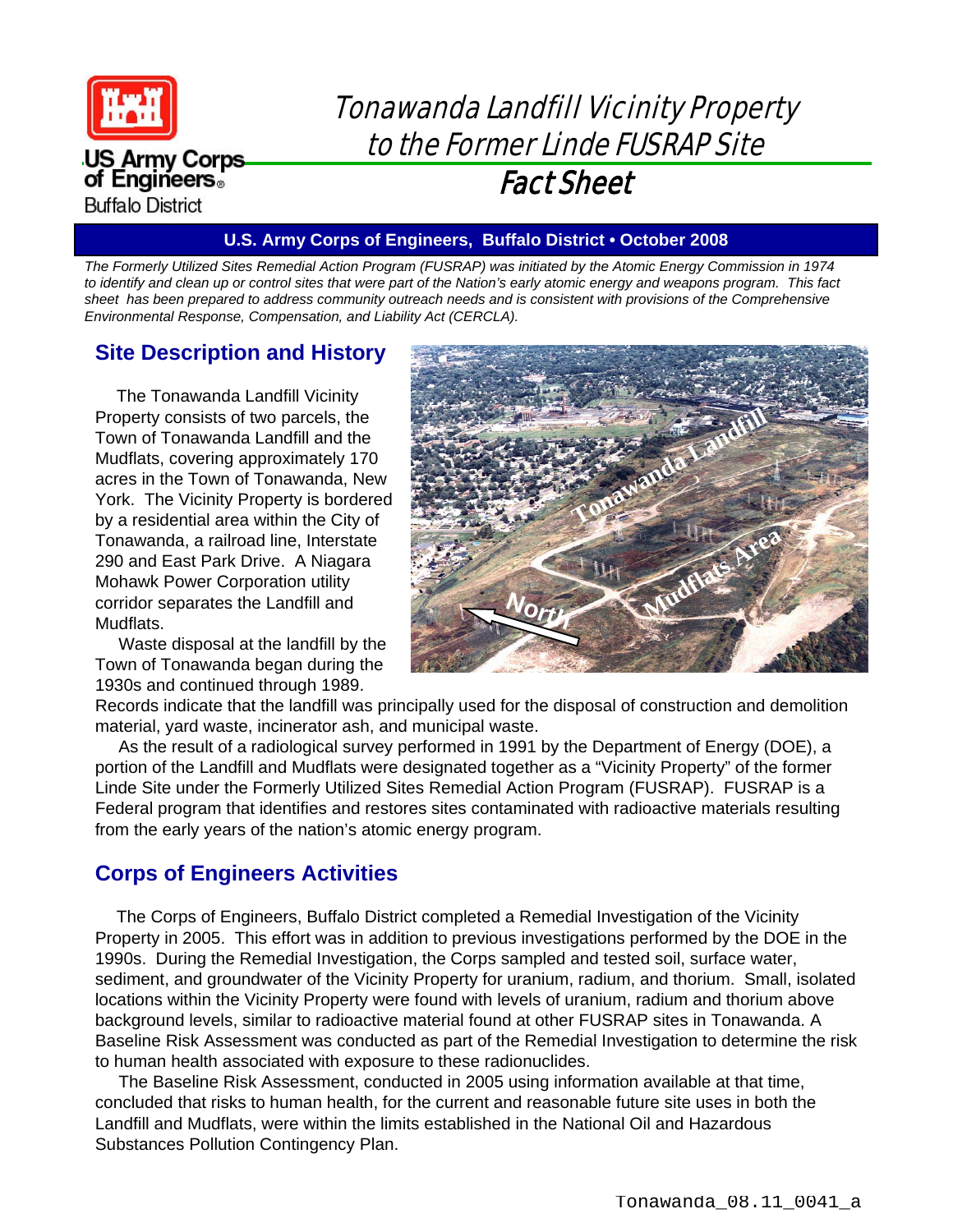US Army Corps of Engineers®
Buffalo District

# Tonawanda Landfill Vicinity Property to the Former Linde FUSRAP Site

# Fact Sheet

**U.S. Army Corps of Engineers, Buffalo District • October 2008**

*The Formerly Utilized Sites Remedial Action Program (FUSRAP) was initiated by the Atomic Energy Commission in 1974 to identify and clean up or control sites that were part of the Nation's early atomic energy and weapons program. This fact sheet has been prepared to address community outreach needs and is consistent with provisions of the Comprehensive Environmental Response, Compensation, and Liability Act (CERCLA).*

## Site Description and History

The Tonawanda Landfill Vicinity Property consists of two parcels, the Town of Tonawanda Landfill and the Mudflats, covering approximately 170 acres in the Town of Tonawanda, New York. The Vicinity Property is bordered by a residential area within the City of Tonawanda, a railroad line, Interstate 290 and East Park Drive. A Niagara Mohawk Power Corporation utility corridor separates the Landfill and Mudflats.

Waste disposal at the landfill by the Town of Tonawanda began during the 1930s and continued through 1989. Records indicate that the landfill was principally used for the disposal of construction and demolition material, yard waste, incinerator ash, and municipal waste.

As the result of a radiological survey performed in 1991 by the Department of Energy (DOE), a portion of the Landfill and Mudflats were designated together as a "Vicinity Property" of the former Linde Site under the Formerly Utilized Sites Remedial Action Program (FUSRAP). FUSRAP is a Federal program that identifies and restores sites contaminated with radioactive materials resulting from the early years of the nation's atomic energy program.

## Corps of Engineers Activities

The Corps of Engineers, Buffalo District completed a Remedial Investigation of the Vicinity Property in 2005. This effort was in addition to previous investigations performed by the DOE in the 1990s. During the Remedial Investigation, the Corps sampled and tested soil, surface water, sediment, and groundwater of the Vicinity Property for uranium, radium, and thorium. Small, isolated locations within the Vicinity Property were found with levels of uranium, radium and thorium above background levels, similar to radioactive material found at other FUSRAP sites in Tonawanda. A Baseline Risk Assessment was conducted as part of the Remedial Investigation to determine the risk to human health associated with exposure to these radionuclides.

The Baseline Risk Assessment, conducted in 2005 using information available at that time, concluded that risks to human health, for the current and reasonable future site uses in both the Landfill and Mudflats, were within the limits established in the National Oil and Hazardous Substances Pollution Contingency Plan.

Tonawanda_08.11_0041_a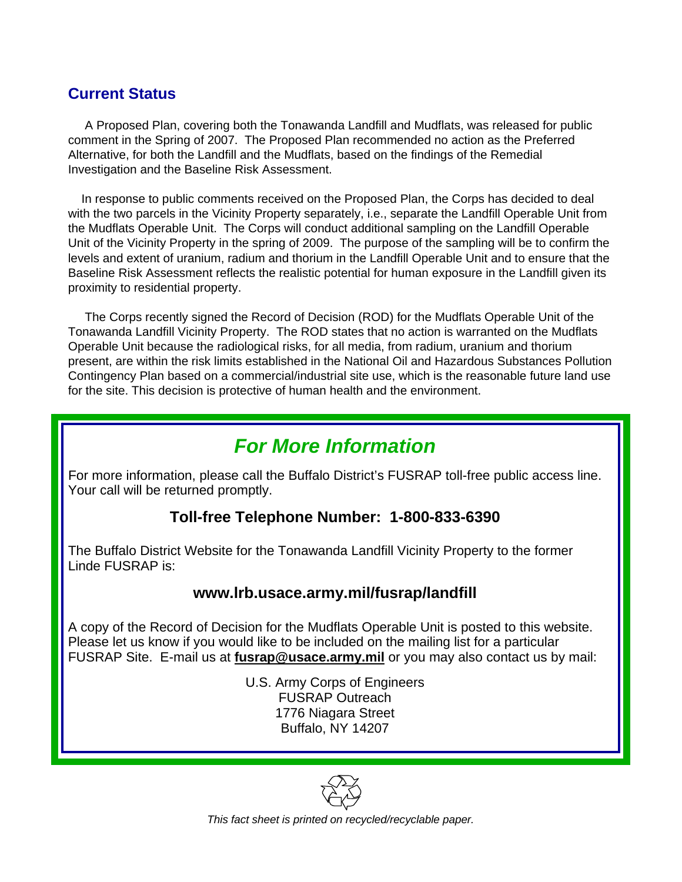## Current Status

A Proposed Plan, covering both the Tonawanda Landfill and Mudflats, was released for public comment in the Spring of 2007. The Proposed Plan recommended no action as the Preferred Alternative, for both the Landfill and the Mudflats, based on the findings of the Remedial Investigation and the Baseline Risk Assessment.

In response to public comments received on the Proposed Plan, the Corps has decided to deal with the two parcels in the Vicinity Property separately, i.e., separate the Landfill Operable Unit from the Mudflats Operable Unit. The Corps will conduct additional sampling on the Landfill Operable Unit of the Vicinity Property in the spring of 2009. The purpose of the sampling will be to confirm the levels and extent of uranium, radium and thorium in the Landfill Operable Unit and to ensure that the Baseline Risk Assessment reflects the realistic potential for human exposure in the Landfill given its proximity to residential property.

The Corps recently signed the Record of Decision (ROD) for the Mudflats Operable Unit of the Tonawanda Landfill Vicinity Property. The ROD states that no action is warranted on the Mudflats Operable Unit because the radiological risks, for all media, from radium, uranium and thorium present, are within the risk limits established in the National Oil and Hazardous Substances Pollution Contingency Plan based on a commercial/industrial site use, which is the reasonable future land use for the site. This decision is protective of human health and the environment.

## *For More Information*

For more information, please call the Buffalo District's FUSRAP toll-free public access line. Your call will be returned promptly.

**Toll-free Telephone Number: 1-800-833-6390**

The Buffalo District Website for the Tonawanda Landfill Vicinity Property to the former Linde FUSRAP is:

**www.lrb.usace.army.mil/fusrap/landfill**

A copy of the Record of Decision for the Mudflats Operable Unit is posted to this website. Please let us know if you would like to be included on the mailing list for a particular FUSRAP Site. E-mail us at **fusrap@usace.army.mil** or you may also contact us by mail:

U.S. Army Corps of Engineers
FUSRAP Outreach
1776 Niagara Street
Buffalo, NY 14207

*This fact sheet is printed on recycled/recyclable paper.*